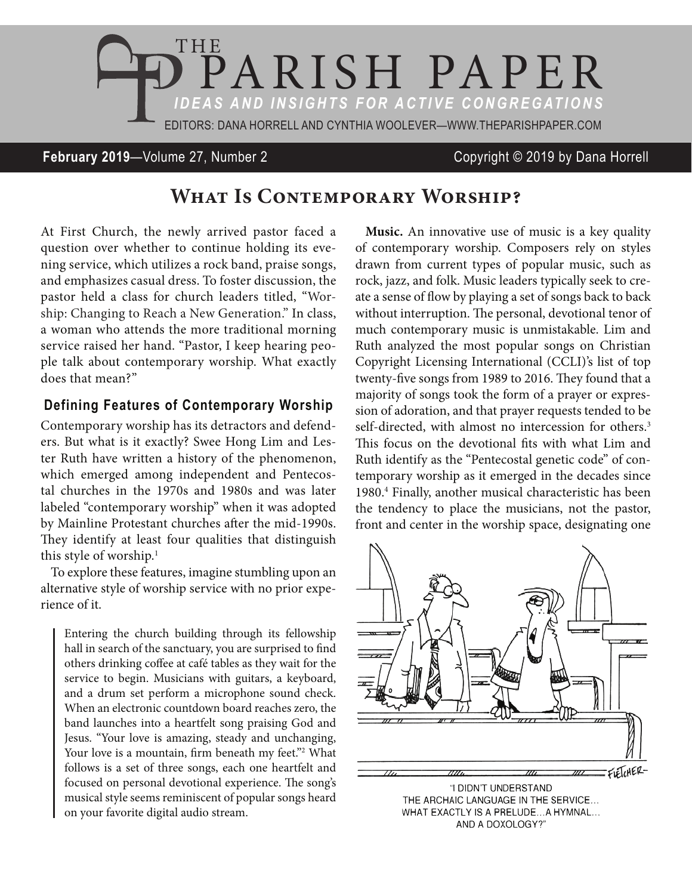# THE PARISH PAPER

*IDEAS AND INSIGHTS FOR ACTIVE CONGREGATIONS*

EDITORS: DANA HORRELL AND CYNTHIA WOOLEVER—WWW.THEPARISHPAPER.COM

**February 2019**—Volume 27, Number 2 Copyright © 2019 by Dana Horrell

## What Is Contemporary Worship?

At First Church, the newly arrived pastor faced a question over whether to continue holding its evening service, which utilizes a rock band, praise songs, and emphasizes casual dress. To foster discussion, the pastor held a class for church leaders titled, "Worship: Changing to Reach a New Generation." In class, a woman who attends the more traditional morning service raised her hand. "Pastor, I keep hearing people talk about contemporary worship. What exactly does that mean?"

### Defining Features of Contemporary Worship

Contemporary worship has its detractors and defenders. But what is it exactly? Swee Hong Lim and Lester Ruth have written a history of the phenomenon, which emerged among independent and Pentecostal churches in the 1970s and 1980s and was later labeled "contemporary worship" when it was adopted by Mainline Protestant churches after the mid-1990s. They identify at least four qualities that distinguish this style of worship.[1]

To explore these features, imagine stumbling upon an alternative style of worship service with no prior experience of it.

> Entering the church building through its fellowship hall in search of the sanctuary, you are surprised to find others drinking coffee at café tables as they wait for the service to begin. Musicians with guitars, a keyboard, and a drum set perform a microphone sound check. When an electronic countdown board reaches zero, the band launches into a heartfelt song praising God and Jesus. "Your love is amazing, steady and unchanging, Your love is a mountain, firm beneath my feet."[2] What follows is a set of three songs, each one heartfelt and focused on personal devotional experience. The song's musical style seems reminiscent of popular songs heard on your favorite digital audio stream.

**Music.** An innovative use of music is a key quality of contemporary worship. Composers rely on styles drawn from current types of popular music, such as rock, jazz, and folk. Music leaders typically seek to create a sense of flow by playing a set of songs back to back without interruption. The personal, devotional tenor of much contemporary music is unmistakable. Lim and Ruth analyzed the most popular songs on Christian Copyright Licensing International (CCLI)'s list of top twenty-five songs from 1989 to 2016. They found that a majority of songs took the form of a prayer or expression of adoration, and that prayer requests tended to be self-directed, with almost no intercession for others.[3] This focus on the devotional fits with what Lim and Ruth identify as the "Pentecostal genetic code" of contemporary worship as it emerged in the decades since 1980.[4] Finally, another musical characteristic has been the tendency to place the musicians, not the pastor, front and center in the worship space, designating one

"I DIDN'T UNDERSTAND THE ARCHAIC LANGUAGE IN THE SERVICE... WHAT EXACTLY IS A PRELUDE...A HYMNAL... AND A DOXOLOGY?"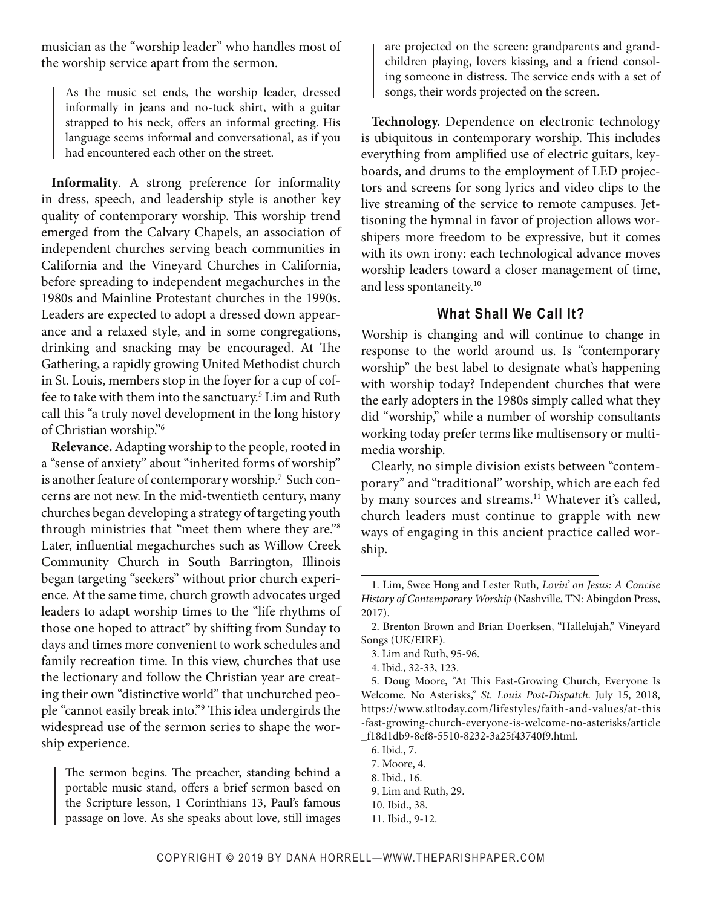musician as the "worship leader" who handles most of the worship service apart from the sermon.

> As the music set ends, the worship leader, dressed informally in jeans and no-tuck shirt, with a guitar strapped to his neck, offers an informal greeting. His language seems informal and conversational, as if you had encountered each other on the street.

**Informality**. A strong preference for informality in dress, speech, and leadership style is another key quality of contemporary worship. This worship trend emerged from the Calvary Chapels, an association of independent churches serving beach communities in California and the Vineyard Churches in California, before spreading to independent megachurches in the 1980s and Mainline Protestant churches in the 1990s. Leaders are expected to adopt a dressed down appearance and a relaxed style, and in some congregations, drinking and snacking may be encouraged. At The Gathering, a rapidly growing United Methodist church in St. Louis, members stop in the foyer for a cup of coffee to take with them into the sanctuary.[5] Lim and Ruth call this "a truly novel development in the long history of Christian worship."[6]

**Relevance.** Adapting worship to the people, rooted in a "sense of anxiety" about "inherited forms of worship" is another feature of contemporary worship.[7] Such concerns are not new. In the mid-twentieth century, many churches began developing a strategy of targeting youth through ministries that "meet them where they are."[8] Later, influential megachurches such as Willow Creek Community Church in South Barrington, Illinois began targeting "seekers" without prior church experience. At the same time, church growth advocates urged leaders to adapt worship times to the "life rhythms of those one hoped to attract" by shifting from Sunday to days and times more convenient to work schedules and family recreation time. In this view, churches that use the lectionary and follow the Christian year are creating their own "distinctive world" that unchurched people "cannot easily break into."[9] This idea undergirds the widespread use of the sermon series to shape the worship experience.

> The sermon begins. The preacher, standing behind a portable music stand, offers a brief sermon based on the Scripture lesson, 1 Corinthians 13, Paul's famous passage on love. As she speaks about love, still images are projected on the screen: grandparents and grandchildren playing, lovers kissing, and a friend consoling someone in distress. The service ends with a set of songs, their words projected on the screen.

**Technology.** Dependence on electronic technology is ubiquitous in contemporary worship. This includes everything from amplified use of electric guitars, keyboards, and drums to the employment of LED projectors and screens for song lyrics and video clips to the live streaming of the service to remote campuses. Jettisoning the hymnal in favor of projection allows worshipers more freedom to be expressive, but it comes with its own irony: each technological advance moves worship leaders toward a closer management of time, and less spontaneity.[10]

## What Shall We Call It?

Worship is changing and will continue to change in response to the world around us. Is "contemporary worship" the best label to designate what's happening with worship today? Independent churches that were the early adopters in the 1980s simply called what they did "worship," while a number of worship consultants working today prefer terms like multisensory or multimedia worship.

Clearly, no simple division exists between "contemporary" and "traditional" worship, which are each fed by many sources and streams.[11] Whatever it's called, church leaders must continue to grapple with new ways of engaging in this ancient practice called worship.

---

1. Lim, Swee Hong and Lester Ruth, *Lovin' on Jesus: A Concise History of Contemporary Worship* (Nashville, TN: Abingdon Press, 2017).
2. Brenton Brown and Brian Doerksen, "Hallelujah," Vineyard Songs (UK/EIRE).
3. Lim and Ruth, 95-96.
4. Ibid., 32-33, 123.
5. Doug Moore, "At This Fast-Growing Church, Everyone Is Welcome. No Asterisks," *St. Louis Post-Dispatch*. July 15, 2018, https://www.stltoday.com/lifestyles/faith-and-values/at-this-fast-growing-church-everyone-is-welcome-no-asterisks/article_f18d1db9-8ef8-5510-8232-3a25f43740f9.html.
6. Ibid., 7.
7. Moore, 4.
8. Ibid., 16.
9. Lim and Ruth, 29.
10. Ibid., 38.
11. Ibid., 9-12.

COPYRIGHT © 2019 BY DANA HORRELL—WWW.THEPARISHPAPER.COM